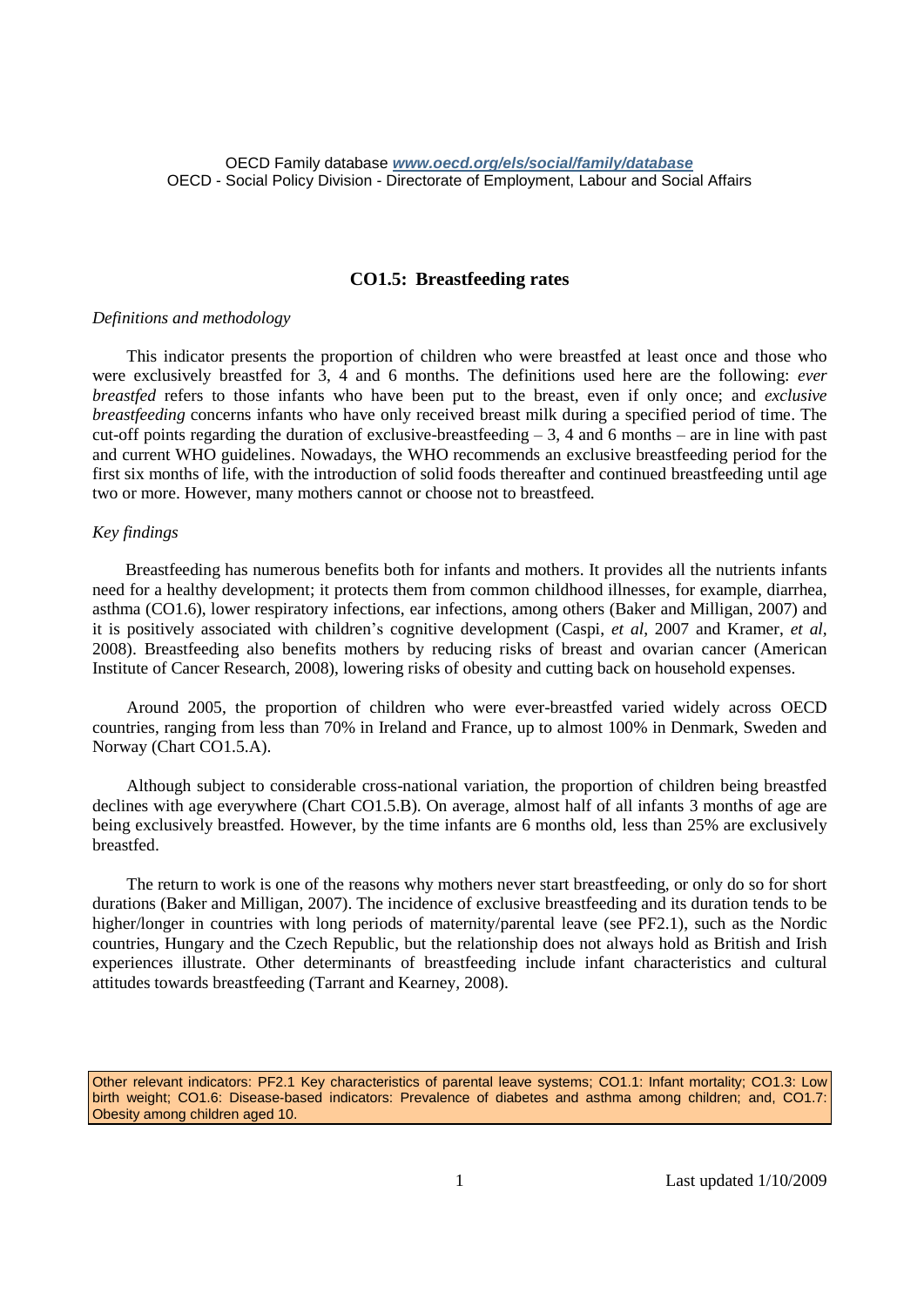OECD Family database *www.oecd.org/els/social/family/database*
OECD - Social Policy Division - Directorate of Employment, Labour and Social Affairs

# CO1.5: Breastfeeding rates

*Definitions and methodology*

This indicator presents the proportion of children who were breastfed at least once and those who were exclusively breastfed for 3, 4 and 6 months. The definitions used here are the following: *ever breastfed* refers to those infants who have been put to the breast, even if only once; and *exclusive breastfeeding* concerns infants who have only received breast milk during a specified period of time. The cut-off points regarding the duration of exclusive-breastfeeding – 3, 4 and 6 months – are in line with past and current WHO guidelines. Nowadays, the WHO recommends an exclusive breastfeeding period for the first six months of life, with the introduction of solid foods thereafter and continued breastfeeding until age two or more. However, many mothers cannot or choose not to breastfeed.

*Key findings*

Breastfeeding has numerous benefits both for infants and mothers. It provides all the nutrients infants need for a healthy development; it protects them from common childhood illnesses, for example, diarrhea, asthma (CO1.6), lower respiratory infections, ear infections, among others (Baker and Milligan, 2007) and it is positively associated with children's cognitive development (Caspi, *et al*, 2007 and Kramer, *et al*, 2008). Breastfeeding also benefits mothers by reducing risks of breast and ovarian cancer (American Institute of Cancer Research, 2008), lowering risks of obesity and cutting back on household expenses.

Around 2005, the proportion of children who were ever-breastfed varied widely across OECD countries, ranging from less than 70% in Ireland and France, up to almost 100% in Denmark, Sweden and Norway (Chart CO1.5.A).

Although subject to considerable cross-national variation, the proportion of children being breastfed declines with age everywhere (Chart CO1.5.B). On average, almost half of all infants 3 months of age are being exclusively breastfed. However, by the time infants are 6 months old, less than 25% are exclusively breastfed.

The return to work is one of the reasons why mothers never start breastfeeding, or only do so for short durations (Baker and Milligan, 2007). The incidence of exclusive breastfeeding and its duration tends to be higher/longer in countries with long periods of maternity/parental leave (see PF2.1), such as the Nordic countries, Hungary and the Czech Republic, but the relationship does not always hold as British and Irish experiences illustrate. Other determinants of breastfeeding include infant characteristics and cultural attitudes towards breastfeeding (Tarrant and Kearney, 2008).

Other relevant indicators: PF2.1 Key characteristics of parental leave systems; CO1.1: Infant mortality; CO1.3: Low birth weight; CO1.6: Disease-based indicators: Prevalence of diabetes and asthma among children; and, CO1.7: Obesity among children aged 10.

Last updated 1/10/2009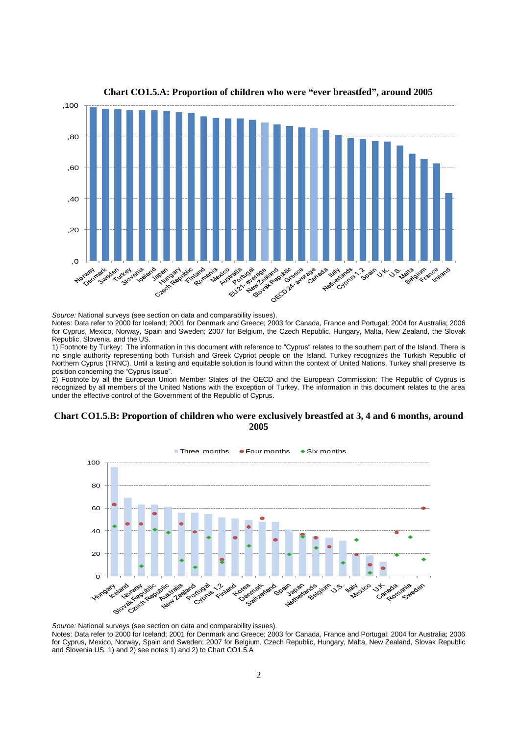**Chart CO1.5.A: Proportion of children who were "ever breastfed", around 2005**

*Source:* National surveys (see section on data and comparability issues).

Notes: Data refer to 2000 for Iceland; 2001 for Denmark and Greece; 2003 for Canada, France and Portugal; 2004 for Australia; 2006 for Cyprus, Mexico, Norway, Spain and Sweden; 2007 for Belgium, the Czech Republic, Hungary, Malta, New Zealand, the Slovak Republic, Slovenia, and the US.

1) Footnote by Turkey: The information in this document with reference to "Cyprus" relates to the southern part of the Island. There is no single authority representing both Turkish and Greek Cypriot people on the Island. Turkey recognizes the Turkish Republic of Northern Cyprus (TRNC). Until a lasting and equitable solution is found within the context of United Nations, Turkey shall preserve its position concerning the "Cyprus issue".

2) Footnote by all the European Union Member States of the OECD and the European Commission: The Republic of Cyprus is recognized by all members of the United Nations with the exception of Turkey. The information in this document relates to the area under the effective control of the Government of the Republic of Cyprus.

**Chart CO1.5.B: Proportion of children who were exclusively breastfed at 3, 4 and 6 months, around 2005**

*Source:* National surveys (see section on data and comparability issues).

Notes: Data refer to 2000 for Iceland; 2001 for Denmark and Greece; 2003 for Canada, France and Portugal; 2004 for Australia; 2006 for Cyprus, Mexico, Norway, Spain and Sweden; 2007 for Belgium, Czech Republic, Hungary, Malta, New Zealand, Slovak Republic and Slovenia US. 1) and 2) see notes 1) and 2) to Chart CO1.5.A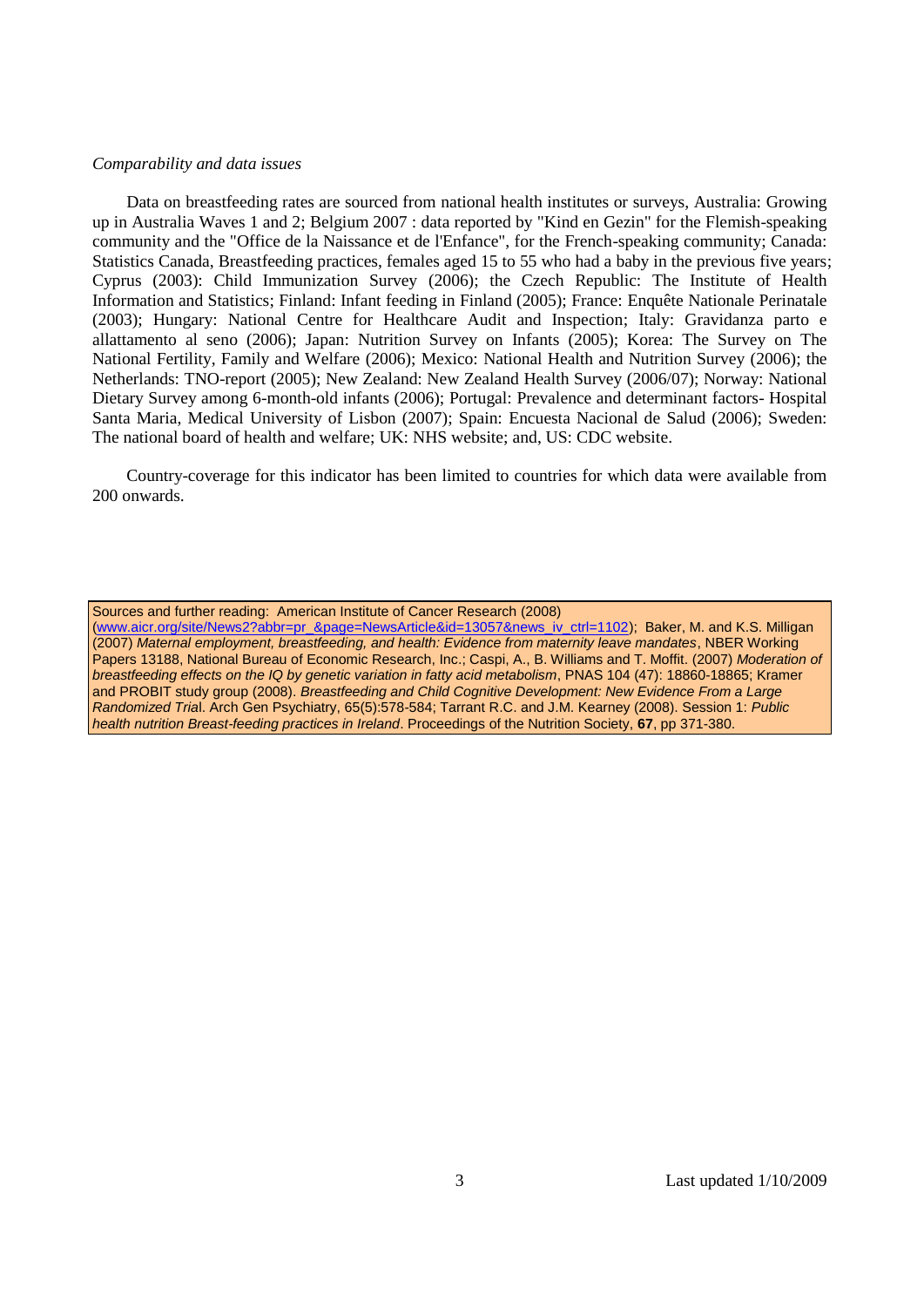*Comparability and data issues*

Data on breastfeeding rates are sourced from national health institutes or surveys, Australia: Growing up in Australia Waves 1 and 2; Belgium 2007 : data reported by "Kind en Gezin" for the Flemish-speaking community and the "Office de la Naissance et de l'Enfance", for the French-speaking community; Canada: Statistics Canada, Breastfeeding practices, females aged 15 to 55 who had a baby in the previous five years; Cyprus (2003): Child Immunization Survey (2006); the Czech Republic: The Institute of Health Information and Statistics; Finland: Infant feeding in Finland (2005); France: Enquête Nationale Perinatale (2003); Hungary: National Centre for Healthcare Audit and Inspection; Italy: Gravidanza parto e allattamento al seno (2006); Japan: Nutrition Survey on Infants (2005); Korea: The Survey on The National Fertility, Family and Welfare (2006); Mexico: National Health and Nutrition Survey (2006); the Netherlands: TNO-report (2005); New Zealand: New Zealand Health Survey (2006/07); Norway: National Dietary Survey among 6-month-old infants (2006); Portugal: Prevalence and determinant factors- Hospital Santa Maria, Medical University of Lisbon (2007); Spain: Encuesta Nacional de Salud (2006); Sweden: The national board of health and welfare; UK: NHS website; and, US: CDC website.

Country-coverage for this indicator has been limited to countries for which data were available from 200 onwards.

Sources and further reading: American Institute of Cancer Research (2008) (www.aicr.org/site/News2?abbr=pr_&page=NewsArticle&id=13057&news_iv_ctrl=1102); Baker, M. and K.S. Milligan (2007) *Maternal employment, breastfeeding, and health: Evidence from maternity leave mandates*, NBER Working Papers 13188, National Bureau of Economic Research, Inc.; Caspi, A., B. Williams and T. Moffit. (2007) *Moderation of breastfeeding effects on the IQ by genetic variation in fatty acid metabolism*, PNAS 104 (47): 18860-18865; Kramer and PROBIT study group (2008). *Breastfeeding and Child Cognitive Development: New Evidence From a Large Randomized Tria*l. Arch Gen Psychiatry, 65(5):578-584; Tarrant R.C. and J.M. Kearney (2008). Session 1: *Public health nutrition Breast-feeding practices in Ireland*. Proceedings of the Nutrition Society, **67**, pp 371-380.

Last updated 1/10/2009